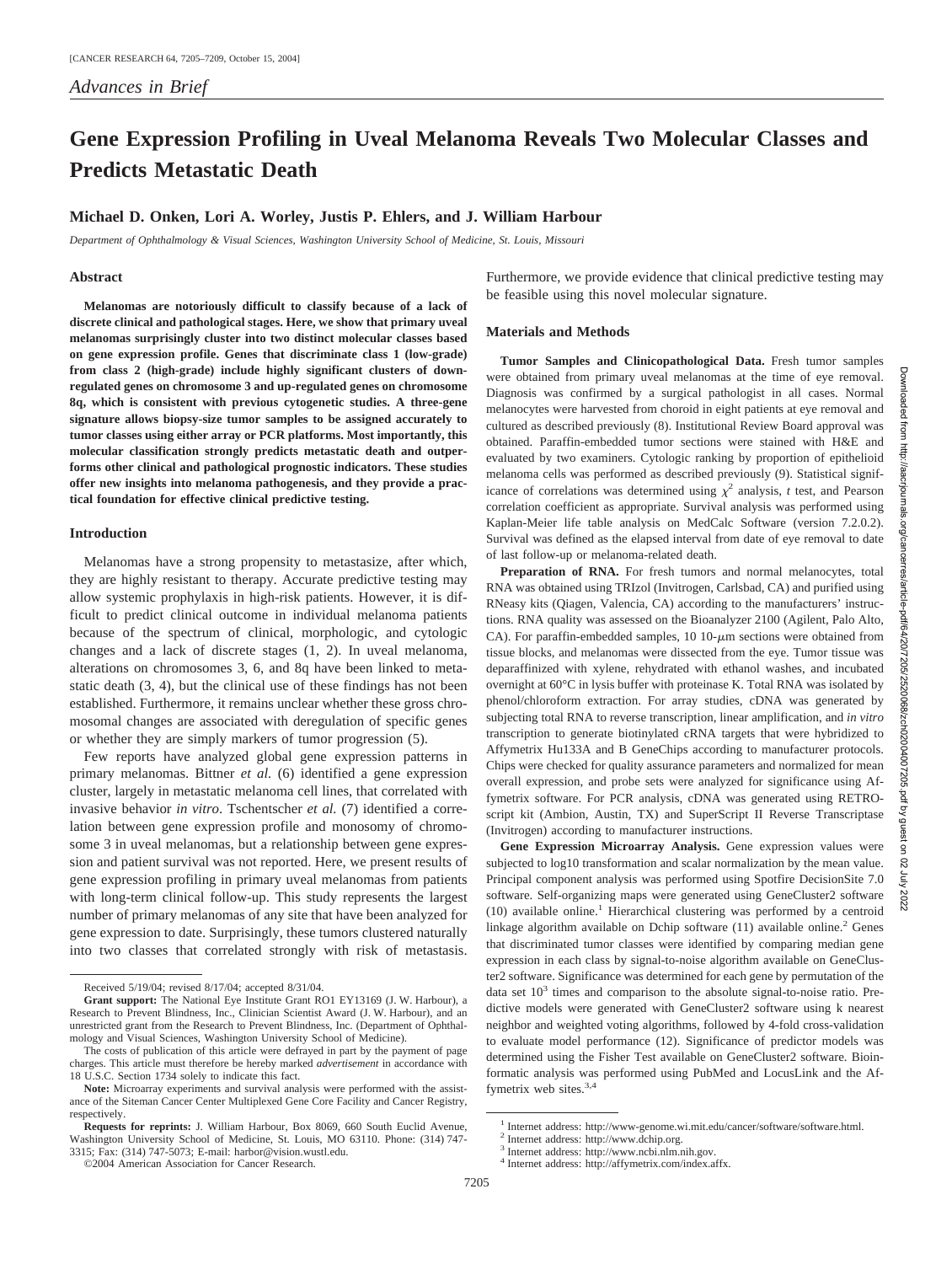*Advances in Brief*

# Gene Expression Profiling in Uveal Melanoma Reveals Two Molecular Classes and Predicts Metastatic Death

**Michael D. Onken, Lori A. Worley, Justis P. Ehlers, and J. William Harbour**

*Department of Ophthalmology & Visual Sciences, Washington University School of Medicine, St. Louis, Missouri*

## Abstract

**Melanomas are notoriously difficult to classify because of a lack of discrete clinical and pathological stages. Here, we show that primary uveal melanomas surprisingly cluster into two distinct molecular classes based on gene expression profile. Genes that discriminate class 1 (low-grade) from class 2 (high-grade) include highly significant clusters of down-regulated genes on chromosome 3 and up-regulated genes on chromosome 8q, which is consistent with previous cytogenetic studies. A three-gene signature allows biopsy-size tumor samples to be assigned accurately to tumor classes using either array or PCR platforms. Most importantly, this molecular classification strongly predicts metastatic death and outperforms other clinical and pathological prognostic indicators. These studies offer new insights into melanoma pathogenesis, and they provide a practical foundation for effective clinical predictive testing.**

## Introduction

Melanomas have a strong propensity to metastasize, after which, they are highly resistant to therapy. Accurate predictive testing may allow systemic prophylaxis in high-risk patients. However, it is difficult to predict clinical outcome in individual melanoma patients because of the spectrum of clinical, morphologic, and cytologic changes and a lack of discrete stages (1, 2). In uveal melanoma, alterations on chromosomes 3, 6, and 8q have been linked to metastatic death (3, 4), but the clinical use of these findings has not been established. Furthermore, it remains unclear whether these gross chromosomal changes are associated with deregulation of specific genes or whether they are simply markers of tumor progression (5).

Few reports have analyzed global gene expression patterns in primary melanomas. Bittner *et al.* (6) identified a gene expression cluster, largely in metastatic melanoma cell lines, that correlated with invasive behavior *in vitro*. Tschentscher *et al.* (7) identified a correlation between gene expression profile and monosomy of chromosome 3 in uveal melanomas, but a relationship between gene expression and patient survival was not reported. Here, we present results of gene expression profiling in primary uveal melanomas from patients with long-term clinical follow-up. This study represents the largest number of primary melanomas of any site that have been analyzed for gene expression to date. Surprisingly, these tumors clustered naturally into two classes that correlated strongly with risk of metastasis. Furthermore, we provide evidence that clinical predictive testing may be feasible using this novel molecular signature.

## Materials and Methods

**Tumor Samples and Clinicopathological Data.** Fresh tumor samples were obtained from primary uveal melanomas at the time of eye removal. Diagnosis was confirmed by a surgical pathologist in all cases. Normal melanocytes were harvested from choroid in eight patients at eye removal and cultured as described previously (8). Institutional Review Board approval was obtained. Paraffin-embedded tumor sections were stained with H&E and evaluated by two examiners. Cytologic ranking by proportion of epithelioid melanoma cells was performed as described previously (9). Statistical significance of correlations was determined using $\chi^2$ analysis, *t* test, and Pearson correlation coefficient as appropriate. Survival analysis was performed using Kaplan-Meier life table analysis on MedCalc Software (version 7.2.0.2). Survival was defined as the elapsed interval from date of eye removal to date of last follow-up or melanoma-related death.

**Preparation of RNA.** For fresh tumors and normal melanocytes, total RNA was obtained using TRIzol (Invitrogen, Carlsbad, CA) and purified using RNeasy kits (Qiagen, Valencia, CA) according to the manufacturers' instructions. RNA quality was assessed on the Bioanalyzer 2100 (Agilent, Palo Alto, CA). For paraffin-embedded samples, 10 10-$\mu$m sections were obtained from tissue blocks, and melanomas were dissected from the eye. Tumor tissue was deparaffinized with xylene, rehydrated with ethanol washes, and incubated overnight at 60°C in lysis buffer with proteinase K. Total RNA was isolated by phenol/chloroform extraction. For array studies, cDNA was generated by subjecting total RNA to reverse transcription, linear amplification, and *in vitro* transcription to generate biotinylated cRNA targets that were hybridized to Affymetrix Hu133A and B GeneChips according to manufacturer protocols. Chips were checked for quality assurance parameters and normalized for mean overall expression, and probe sets were analyzed for significance using Affymetrix software. For PCR analysis, cDNA was generated using RETROscript kit (Ambion, Austin, TX) and SuperScript II Reverse Transcriptase (Invitrogen) according to manufacturer instructions.

**Gene Expression Microarray Analysis.** Gene expression values were subjected to log10 transformation and scalar normalization by the mean value. Principal component analysis was performed using Spotfire DecisionSite 7.0 software. Self-organizing maps were generated using GeneCluster2 software (10) available online.[1] Hierarchical clustering was performed by a centroid linkage algorithm available on Dchip software (11) available online.[2] Genes that discriminated tumor classes were identified by comparing median gene expression in each class by signal-to-noise algorithm available on GeneCluster2 software. Significance was determined for each gene by permutation of the data set $10^3$ times and comparison to the absolute signal-to-noise ratio. Predictive models were generated with GeneCluster2 software using k nearest neighbor and weighted voting algorithms, followed by 4-fold cross-validation to evaluate model performance (12). Significance of predictor models was determined using the Fisher Test available on GeneCluster2 software. Bioinformatic analysis was performed using PubMed and LocusLink and the Affymetrix web sites.[3,4]

---

Received 5/19/04; revised 8/17/04; accepted 8/31/04.

**Grant support:** The National Eye Institute Grant RO1 EY13169 (J. W. Harbour), a Research to Prevent Blindness, Inc., Clinician Scientist Award (J. W. Harbour), and an unrestricted grant from the Research to Prevent Blindness, Inc. (Department of Ophthalmology and Visual Sciences, Washington University School of Medicine).

The costs of publication of this article were defrayed in part by the payment of page charges. This article must therefore be hereby marked *advertisement* in accordance with 18 U.S.C. Section 1734 solely to indicate this fact.

**Note:** Microarray experiments and survival analysis were performed with the assistance of the Siteman Cancer Center Multiplexed Gene Core Facility and Cancer Registry, respectively.

**Requests for reprints:** J. William Harbour, Box 8069, 660 South Euclid Avenue, Washington University School of Medicine, St. Louis, MO 63110. Phone: (314) 747-3315; Fax: (314) 747-5073; E-mail: harbor@vision.wustl.edu.

©2004 American Association for Cancer Research.

[1] Internet address: http://www-genome.wi.mit.edu/cancer/software/software.html.
[2] Internet address: http://www.dchip.org.
[3] Internet address: http://www.ncbi.nlm.nih.gov.
[4] Internet address: http://affymetrix.com/index.affx.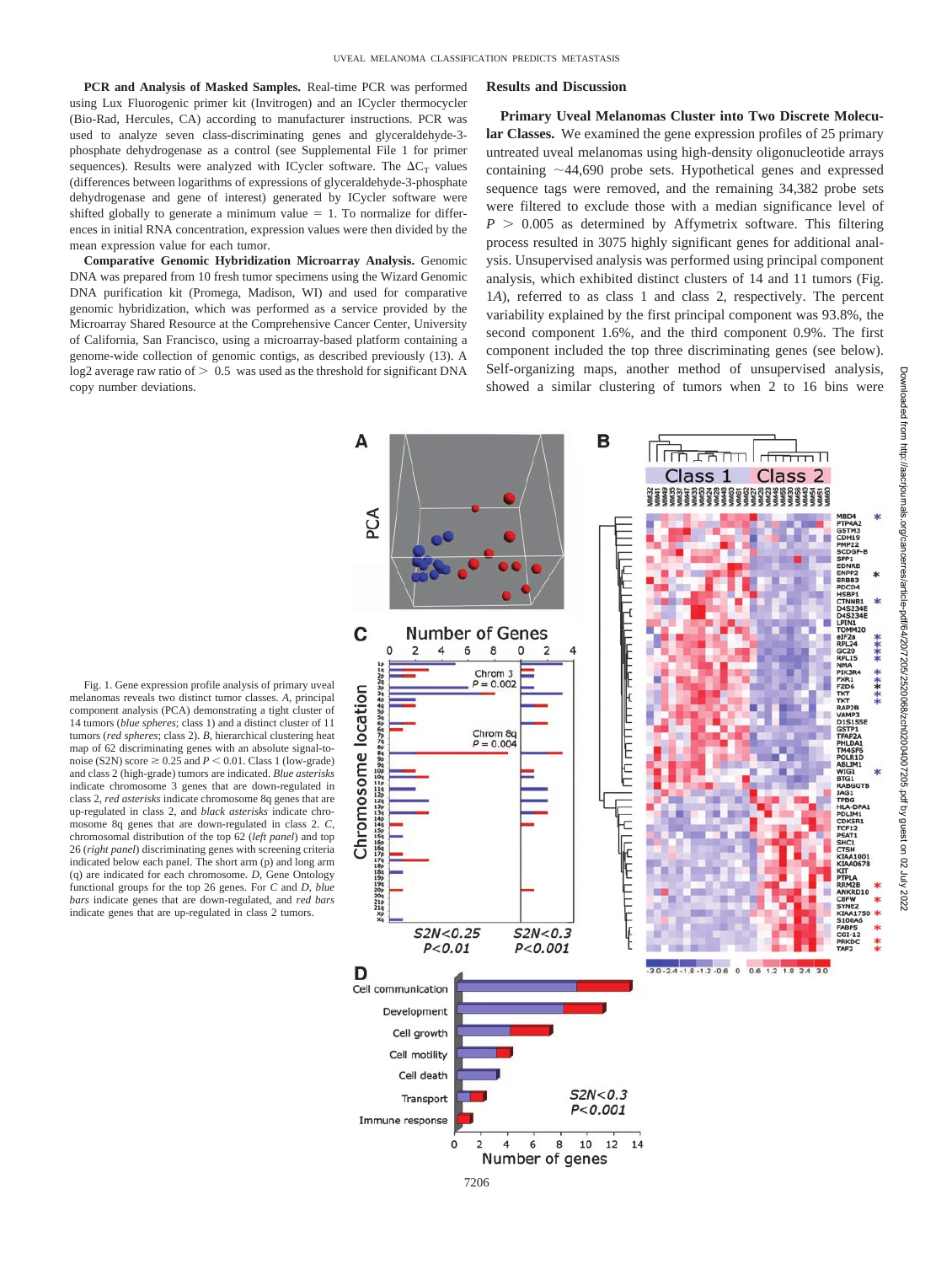**PCR and Analysis of Masked Samples.** Real-time PCR was performed using Lux Fluorogenic primer kit (Invitrogen) and an ICycler thermocycler (Bio-Rad, Hercules, CA) according to manufacturer instructions. PCR was used to analyze seven class-discriminating genes and glyceraldehyde-3-phosphate dehydrogenase as a control (see Supplemental File 1 for primer sequences). Results were analyzed with ICycler software. The $\Delta C_T$ values (differences between logarithms of expressions of glyceraldehyde-3-phosphate dehydrogenase and gene of interest) generated by ICycler software were shifted globally to generate a minimum value = 1. To normalize for differences in initial RNA concentration, expression values were then divided by the mean expression value for each tumor.

**Comparative Genomic Hybridization Microarray Analysis.** Genomic DNA was prepared from 10 fresh tumor specimens using the Wizard Genomic DNA purification kit (Promega, Madison, WI) and used for comparative genomic hybridization, which was performed as a service provided by the Microarray Shared Resource at the Comprehensive Cancer Center, University of California, San Francisco, using a microarray-based platform containing a genome-wide collection of genomic contigs, as described previously (13). A log2 average raw ratio of $> 0.5$ was used as the threshold for significant DNA copy number deviations.

## Results and Discussion

**Primary Uveal Melanomas Cluster into Two Discrete Molecular Classes.** We examined the gene expression profiles of 25 primary untreated uveal melanomas using high-density oligonucleotide arrays containing ~44,690 probe sets. Hypothetical genes and expressed sequence tags were removed, and the remaining 34,382 probe sets were filtered to exclude those with a median significance level of $P > 0.005$ as determined by Affymetrix software. This filtering process resulted in 3075 highly significant genes for additional analysis. Unsupervised analysis was performed using principal component analysis, which exhibited distinct clusters of 14 and 11 tumors (Fig. 1*A*), referred to as class 1 and class 2, respectively. The percent variability explained by the first principal component was 93.8%, the second component 1.6%, and the third component 0.9%. The first component included the top three discriminating genes (see below). Self-organizing maps, another method of unsupervised analysis, showed a similar clustering of tumors when 2 to 16 bins were

Fig. 1. Gene expression profile analysis of primary uveal melanomas reveals two distinct tumor classes. *A*, principal component analysis (PCA) demonstrating a tight cluster of 14 tumors (*blue spheres*; class 1) and a distinct cluster of 11 tumors (*red spheres*; class 2). *B*, hierarchical clustering heat map of 62 discriminating genes with an absolute signal-to-noise (S2N) score ≥ 0.25 and $P < 0.01$. Class 1 (low-grade) and class 2 (high-grade) tumors are indicated. *Blue asterisks* indicate chromosome 3 genes that are down-regulated in class 2, *red asterisks* indicate chromosome 8q genes that are up-regulated in class 2, and *black asterisks* indicate chromosome 8q genes that are down-regulated in class 2. *C*, chromosomal distribution of the top 62 (*left panel*) and top 26 (*right panel*) discriminating genes with screening criteria indicated below each panel. The short arm (p) and long arm (q) are indicated for each chromosome. *D*, Gene Ontology functional groups for the top 26 genes. For *C* and *D*, *blue bars* indicate genes that are down-regulated, and *red bars* indicate genes that are up-regulated in class 2 tumors.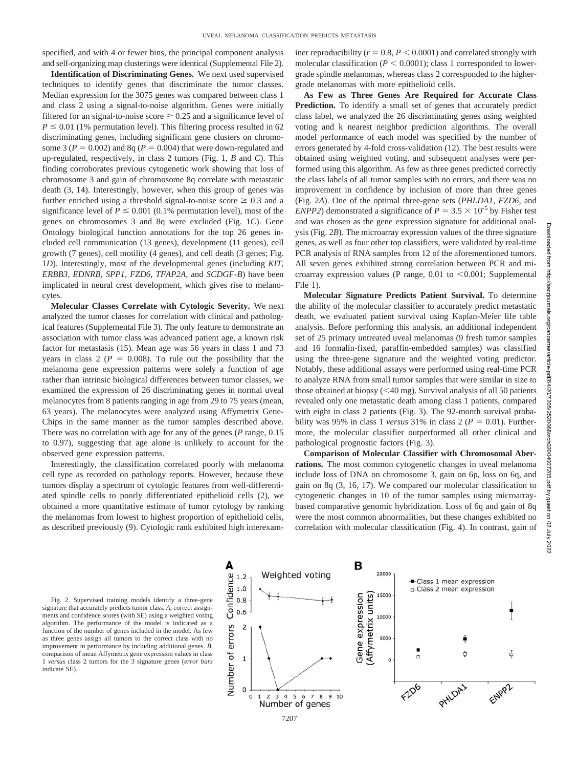specified, and with 4 or fewer bins, the principal component analysis and self-organizing map clusterings were identical (Supplemental File 2).

**Identification of Discriminating Genes.** We next used supervised techniques to identify genes that discriminate the tumor classes. Median expression for the 3075 genes was compared between class 1 and class 2 using a signal-to-noise algorithm. Genes were initially filtered for an signal-to-noise score $\geq 0.25$ and a significance level of $P \leq 0.01$ (1% permutation level). This filtering process resulted in 62 discriminating genes, including significant gene clusters on chromosome 3 ($P = 0.002$) and 8q ($P = 0.004$) that were down-regulated and up-regulated, respectively, in class 2 tumors (Fig. 1, *B* and *C*). This finding corroborates previous cytogenetic work showing that loss of chromosome 3 and gain of chromosome 8q correlate with metastatic death (3, 14). Interestingly, however, when this group of genes was further enriched using a threshold signal-to-noise score $\geq 0.3$ and a significance level of $P \leq 0.001$ (0.1% permutation level), most of the genes on chromosomes 3 and 8q were excluded (Fig. 1*C*). Gene Ontology biological function annotations for the top 26 genes included cell communication (13 genes), development (11 genes), cell growth (7 genes), cell motility (4 genes), and cell death (3 genes; Fig. 1*D*). Interestingly, most of the developmental genes (including *KIT*, *ERBB3*, *EDNRB*, *SPP1*, *FZD6*, *TFAP2A*, and *SCDGF-B*) have been implicated in neural crest development, which gives rise to melanocytes.

**Molecular Classes Correlate with Cytologic Severity.** We next analyzed the tumor classes for correlation with clinical and pathological features (Supplemental File 3). The only feature to demonstrate an association with tumor class was advanced patient age, a known risk factor for metastasis (15). Mean age was 56 years in class 1 and 73 years in class 2 ($P = 0.008$). To rule out the possibility that the melanoma gene expression patterns were solely a function of age rather than intrinsic biological differences between tumor classes, we examined the expression of 26 discriminating genes in normal uveal melanocytes from 8 patients ranging in age from 29 to 75 years (mean, 63 years). The melanocytes were analyzed using Affymetrix GeneChips in the same manner as the tumor samples described above. There was no correlation with age for any of the genes (*P* range, 0.15 to 0.97), suggesting that age alone is unlikely to account for the observed gene expression patterns.

Interestingly, the classification correlated poorly with melanoma cell type as recorded on pathology reports. However, because these tumors display a spectrum of cytologic features from well-differentiated spindle cells to poorly differentiated epithelioid cells (2), we obtained a more quantitative estimate of tumor cytology by ranking the melanomas from lowest to highest proportion of epithelioid cells, as described previously (9). Cytologic rank exhibited high interexaminer reproducibility ($r = 0.8$, $P < 0.0001$) and correlated strongly with molecular classification ($P < 0.0001$); class 1 corresponded to lower-grade spindle melanomas, whereas class 2 corresponded to the higher-grade melanomas with more epithelioid cells.

**As Few as Three Genes Are Required for Accurate Class Prediction.** To identify a small set of genes that accurately predict class label, we analyzed the 26 discriminating genes using weighted voting and k nearest neighbor prediction algorithms. The overall model performance of each model was specified by the number of errors generated by 4-fold cross-validation (12). The best results were obtained using weighted voting, and subsequent analyses were performed using this algorithm. As few as three genes predicted correctly the class labels of all tumor samples with no errors, and there was no improvement in confidence by inclusion of more than three genes (Fig. 2*A*). One of the optimal three-gene sets (*PHLDA1*, *FZD6*, and *ENPP2*) demonstrated a significance of $P = 3.5 \times 10^{-5}$ by Fisher test and was chosen as the gene expression signature for additional analysis (Fig. 2*B*). The microarray expression values of the three signature genes, as well as four other top classifiers, were validated by real-time PCR analysis of RNA samples from 12 of the aforementioned tumors. All seven genes exhibited strong correlation between PCR and microarray expression values (P range, 0.01 to <0.001; Supplemental File 1).

**Molecular Signature Predicts Patient Survival.** To determine the ability of the molecular classifier to accurately predict metastatic death, we evaluated patient survival using Kaplan-Meier life table analysis. Before performing this analysis, an additional independent set of 25 primary untreated uveal melanomas (9 fresh tumor samples and 16 formalin-fixed, paraffin-embedded samples) was classified using the three-gene signature and the weighted voting predictor. Notably, these additional assays were performed using real-time PCR to analyze RNA from small tumor samples that were similar in size to those obtained at biopsy (<40 mg). Survival analysis of all 50 patients revealed only one metastatic death among class 1 patients, compared with eight in class 2 patients (Fig. 3). The 92-month survival probability was 95% in class 1 *versus* 31% in class 2 ($P = 0.01$). Furthermore, the molecular classifier outperformed all other clinical and pathological prognostic factors (Fig. 3).

**Comparison of Molecular Classifier with Chromosomal Aberrations.** The most common cytogenetic changes in uveal melanoma include loss of DNA on chromosome 3, gain on 6p, loss on 6q, and gain on 8q (3, 16, 17). We compared our molecular classification to cytogenetic changes in 10 of the tumor samples using microarray-based comparative genomic hybridization. Loss of 6q and gain of 8q were the most common abnormalities, but these changes exhibited no correlation with molecular classification (Fig. 4). In contrast, gain of

Fig. 2. Supervised training models identify a three-gene signature that accurately predicts tumor class. *A*, correct assignments and confidence scores (with SE) using a weighted voting algorithm. The performance of the model is indicated as a function of the number of genes included in the model. As few as three genes assign all tumors to the correct class with no improvement in performance by including additional genes. *B*, comparison of mean Affymetrix gene expression values in class 1 *versus* class 2 tumors for the 3 signature genes (*error bars* indicate SE).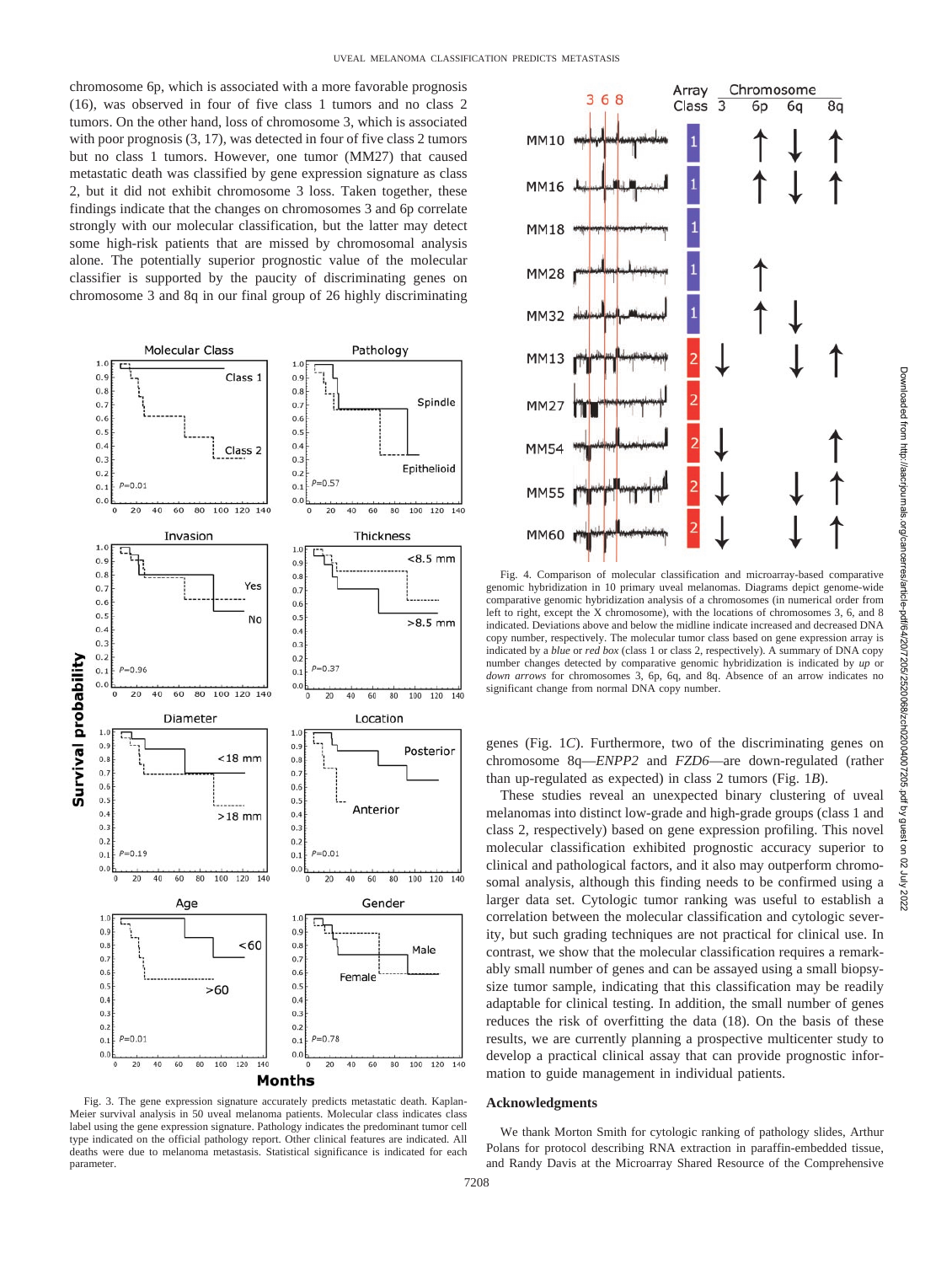chromosome 6p, which is associated with a more favorable prognosis (16), was observed in four of five class 1 tumors and no class 2 tumors. On the other hand, loss of chromosome 3, which is associated with poor prognosis (3, 17), was detected in four of five class 2 tumors but no class 1 tumors. However, one tumor (MM27) that caused metastatic death was classified by gene expression signature as class 2, but it did not exhibit chromosome 3 loss. Taken together, these findings indicate that the changes on chromosomes 3 and 6p correlate strongly with our molecular classification, but the latter may detect some high-risk patients that are missed by chromosomal analysis alone. The potentially superior prognostic value of the molecular classifier is supported by the paucity of discriminating genes on chromosome 3 and 8q in our final group of 26 highly discriminating genes (Fig. 1*C*). Furthermore, two of the discriminating genes on chromosome 8q—*ENPP2* and *FZD6*—are down-regulated (rather than up-regulated as expected) in class 2 tumors (Fig. 1*B*).

These studies reveal an unexpected binary clustering of uveal melanomas into distinct low-grade and high-grade groups (class 1 and class 2, respectively) based on gene expression profiling. This novel molecular classification exhibited prognostic accuracy superior to clinical and pathological factors, and it also may outperform chromosomal analysis, although this finding needs to be confirmed using a larger data set. Cytologic tumor ranking was useful to establish a correlation between the molecular classification and cytologic severity, but such grading techniques are not practical for clinical use. In contrast, we show that the molecular classification requires a remarkably small number of genes and can be assayed using a small biopsy-size tumor sample, indicating that this classification may be readily adaptable for clinical testing. In addition, the small number of genes reduces the risk of overfitting the data (18). On the basis of these results, we are currently planning a prospective multicenter study to develop a practical clinical assay that can provide prognostic information to guide management in individual patients.

Fig. 3. The gene expression signature accurately predicts metastatic death. Kaplan-Meier survival analysis in 50 uveal melanoma patients. Molecular class indicates class label using the gene expression signature. Pathology indicates the predominant tumor cell type indicated on the official pathology report. Other clinical features are indicated. All deaths were due to melanoma metastasis. Statistical significance is indicated for each parameter.

Fig. 4. Comparison of molecular classification and microarray-based comparative genomic hybridization in 10 primary uveal melanomas. Diagrams depict genome-wide comparative genomic hybridization analysis of a chromosomes (in numerical order from left to right, except the X chromosome), with the locations of chromosomes 3, 6, and 8 indicated. Deviations above and below the midline indicate increased and decreased DNA copy number, respectively. The molecular tumor class based on gene expression array is indicated by a *blue* or *red box* (class 1 or class 2, respectively). A summary of DNA copy number changes detected by comparative genomic hybridization is indicated by *up* or *down arrows* for chromosomes 3, 6p, 6q, and 8q. Absence of an arrow indicates no significant change from normal DNA copy number.

## Acknowledgments

We thank Morton Smith for cytologic ranking of pathology slides, Arthur Polans for protocol describing RNA extraction in paraffin-embedded tissue, and Randy Davis at the Microarray Shared Resource of the Comprehensive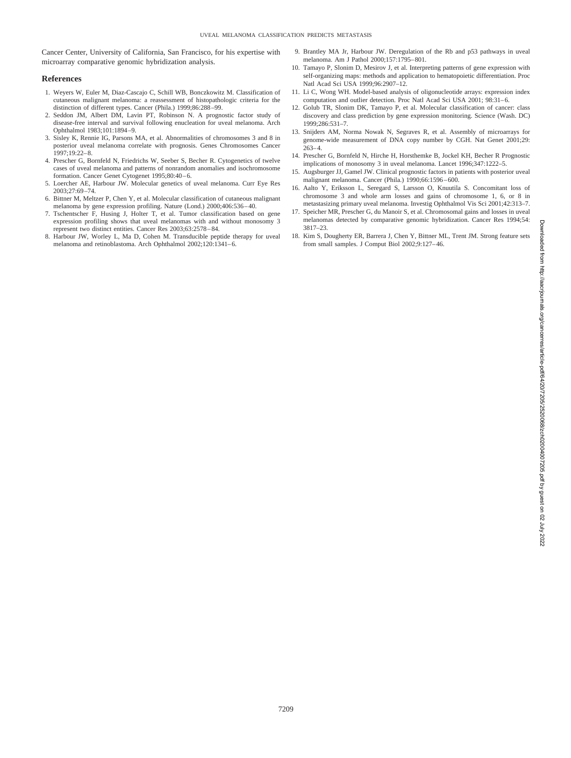Cancer Center, University of California, San Francisco, for his expertise with microarray comparative genomic hybridization analysis.

## References

1. Weyers W, Euler M, Diaz-Cascajo C, Schill WB, Bonczkowitz M. Classification of cutaneous malignant melanoma: a reassessment of histopathologic criteria for the distinction of different types. Cancer (Phila.) 1999;86:288–99.
2. Seddon JM, Albert DM, Lavin PT, Robinson N. A prognostic factor study of disease-free interval and survival following enucleation for uveal melanoma. Arch Ophthalmol 1983;101:1894–9.
3. Sisley K, Rennie IG, Parsons MA, et al. Abnormalities of chromosomes 3 and 8 in posterior uveal melanoma correlate with prognosis. Genes Chromosomes Cancer 1997;19:22–8.
4. Prescher G, Bornfeld N, Friedrichs W, Seeber S, Becher R. Cytogenetics of twelve cases of uveal melanoma and patterns of nonrandom anomalies and isochromosome formation. Cancer Genet Cytogenet 1995;80:40–6.
5. Loercher AE, Harbour JW. Molecular genetics of uveal melanoma. Curr Eye Res 2003;27:69–74.
6. Bittner M, Meltzer P, Chen Y, et al. Molecular classification of cutaneous malignant melanoma by gene expression profiling. Nature (Lond.) 2000;406:536–40.
7. Tschentscher F, Husing J, Holter T, et al. Tumor classification based on gene expression profiling shows that uveal melanomas with and without monosomy 3 represent two distinct entities. Cancer Res 2003;63:2578–84.
8. Harbour JW, Worley L, Ma D, Cohen M. Transducible peptide therapy for uveal melanoma and retinoblastoma. Arch Ophthalmol 2002;120:1341–6.
9. Brantley MA Jr, Harbour JW. Deregulation of the Rb and p53 pathways in uveal melanoma. Am J Pathol 2000;157:1795–801.
10. Tamayo P, Slonim D, Mesirov J, et al. Interpreting patterns of gene expression with self-organizing maps: methods and application to hematopoietic differentiation. Proc Natl Acad Sci USA 1999;96:2907–12.
11. Li C, Wong WH. Model-based analysis of oligonucleotide arrays: expression index computation and outlier detection. Proc Natl Acad Sci USA 2001; 98:31–6.
12. Golub TR, Slonim DK, Tamayo P, et al. Molecular classification of cancer: class discovery and class prediction by gene expression monitoring. Science (Wash. DC) 1999;286:531–7.
13. Snijders AM, Norma Nowak N, Segraves R, et al. Assembly of microarrays for genome-wide measurement of DNA copy number by CGH. Nat Genet 2001;29: 263–4.
14. Prescher G, Bornfeld N, Hirche H, Horsthemke B, Jockel KH, Becher R Prognostic implications of monosomy 3 in uveal melanoma. Lancet 1996;347:1222–5.
15. Augsburger JJ, Gamel JW. Clinical prognostic factors in patients with posterior uveal malignant melanoma. Cancer (Phila.) 1990;66:1596–600.
16. Aalto Y, Eriksson L, Seregard S, Larsson O, Knuutila S. Concomitant loss of chromosome 3 and whole arm losses and gains of chromosome 1, 6, or 8 in metastasizing primary uveal melanoma. Investig Ophthalmol Vis Sci 2001;42:313–7.
17. Speicher MR, Prescher G, du Manoir S, et al. Chromosomal gains and losses in uveal melanomas detected by comparative genomic hybridization. Cancer Res 1994;54: 3817–23.
18. Kim S, Dougherty ER, Barrera J, Chen Y, Bittner ML, Trent JM. Strong feature sets from small samples. J Comput Biol 2002;9:127–46.